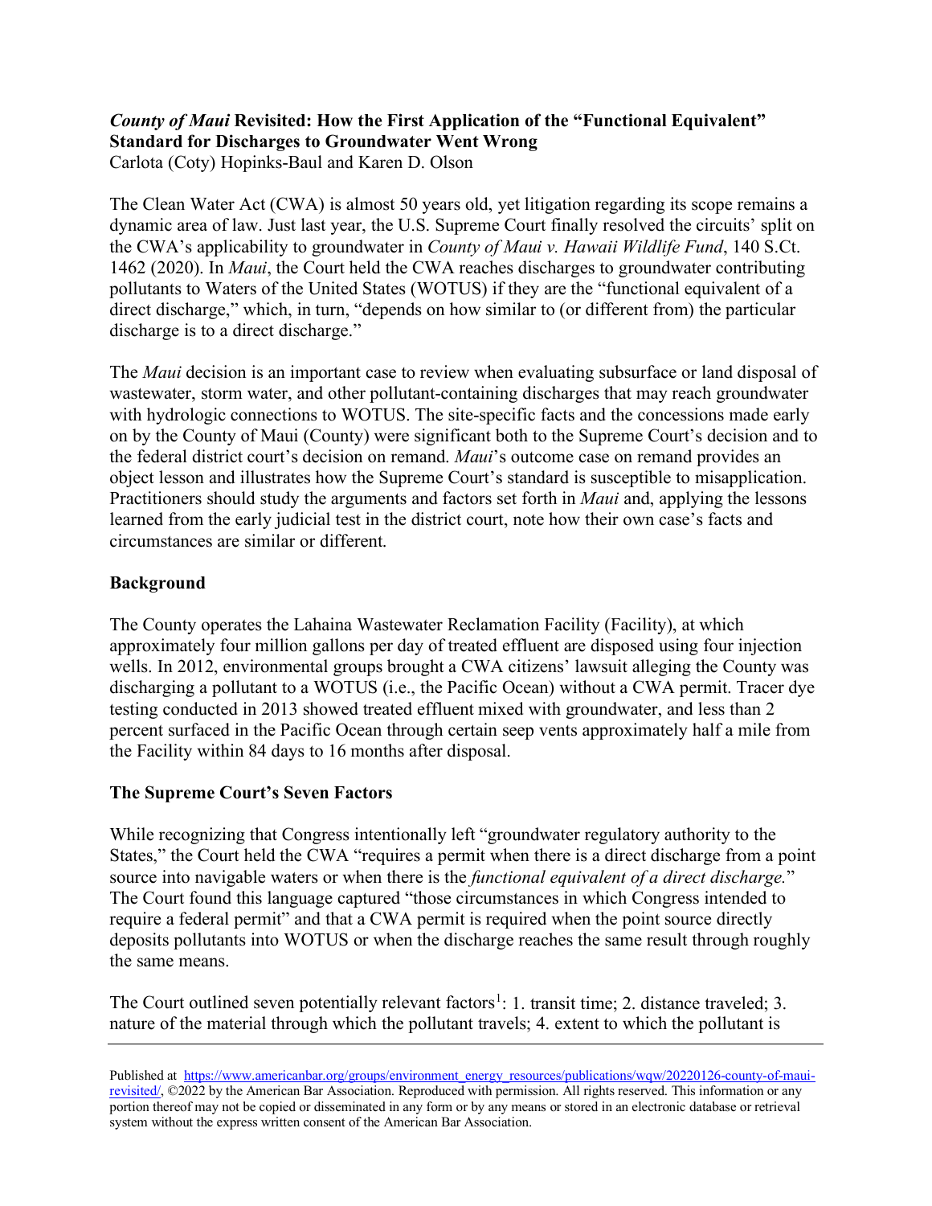***County of Maui* Revisited: How the First Application of the "Functional Equivalent" Standard for Discharges to Groundwater Went Wrong**

Carlota (Coty) Hopinks-Baul and Karen D. Olson

The Clean Water Act (CWA) is almost 50 years old, yet litigation regarding its scope remains a dynamic area of law. Just last year, the U.S. Supreme Court finally resolved the circuits' split on the CWA's applicability to groundwater in *County of Maui v. Hawaii Wildlife Fund*, 140 S.Ct. 1462 (2020). In *Maui*, the Court held the CWA reaches discharges to groundwater contributing pollutants to Waters of the United States (WOTUS) if they are the "functional equivalent of a direct discharge," which, in turn, "depends on how similar to (or different from) the particular discharge is to a direct discharge."

The *Maui* decision is an important case to review when evaluating subsurface or land disposal of wastewater, storm water, and other pollutant-containing discharges that may reach groundwater with hydrologic connections to WOTUS. The site-specific facts and the concessions made early on by the County of Maui (County) were significant both to the Supreme Court's decision and to the federal district court's decision on remand. *Maui*'s outcome case on remand provides an object lesson and illustrates how the Supreme Court's standard is susceptible to misapplication. Practitioners should study the arguments and factors set forth in *Maui* and, applying the lessons learned from the early judicial test in the district court, note how their own case's facts and circumstances are similar or different.

## Background

The County operates the Lahaina Wastewater Reclamation Facility (Facility), at which approximately four million gallons per day of treated effluent are disposed using four injection wells. In 2012, environmental groups brought a CWA citizens' lawsuit alleging the County was discharging a pollutant to a WOTUS (i.e., the Pacific Ocean) without a CWA permit. Tracer dye testing conducted in 2013 showed treated effluent mixed with groundwater, and less than 2 percent surfaced in the Pacific Ocean through certain seep vents approximately half a mile from the Facility within 84 days to 16 months after disposal.

## The Supreme Court's Seven Factors

While recognizing that Congress intentionally left "groundwater regulatory authority to the States," the Court held the CWA "requires a permit when there is a direct discharge from a point source into navigable waters or when there is the *functional equivalent of a direct discharge.*" The Court found this language captured "those circumstances in which Congress intended to require a federal permit" and that a CWA permit is required when the point source directly deposits pollutants into WOTUS or when the discharge reaches the same result through roughly the same means.

The Court outlined seven potentially relevant factors[1]: 1. transit time; 2. distance traveled; 3. nature of the material through which the pollutant travels; 4. extent to which the pollutant is

Published at https://www.americanbar.org/groups/environment_energy_resources/publications/wqw/20220126-county-of-maui-revisited/, ©2022 by the American Bar Association. Reproduced with permission. All rights reserved. This information or any portion thereof may not be copied or disseminated in any form or by any means or stored in an electronic database or retrieval system without the express written consent of the American Bar Association.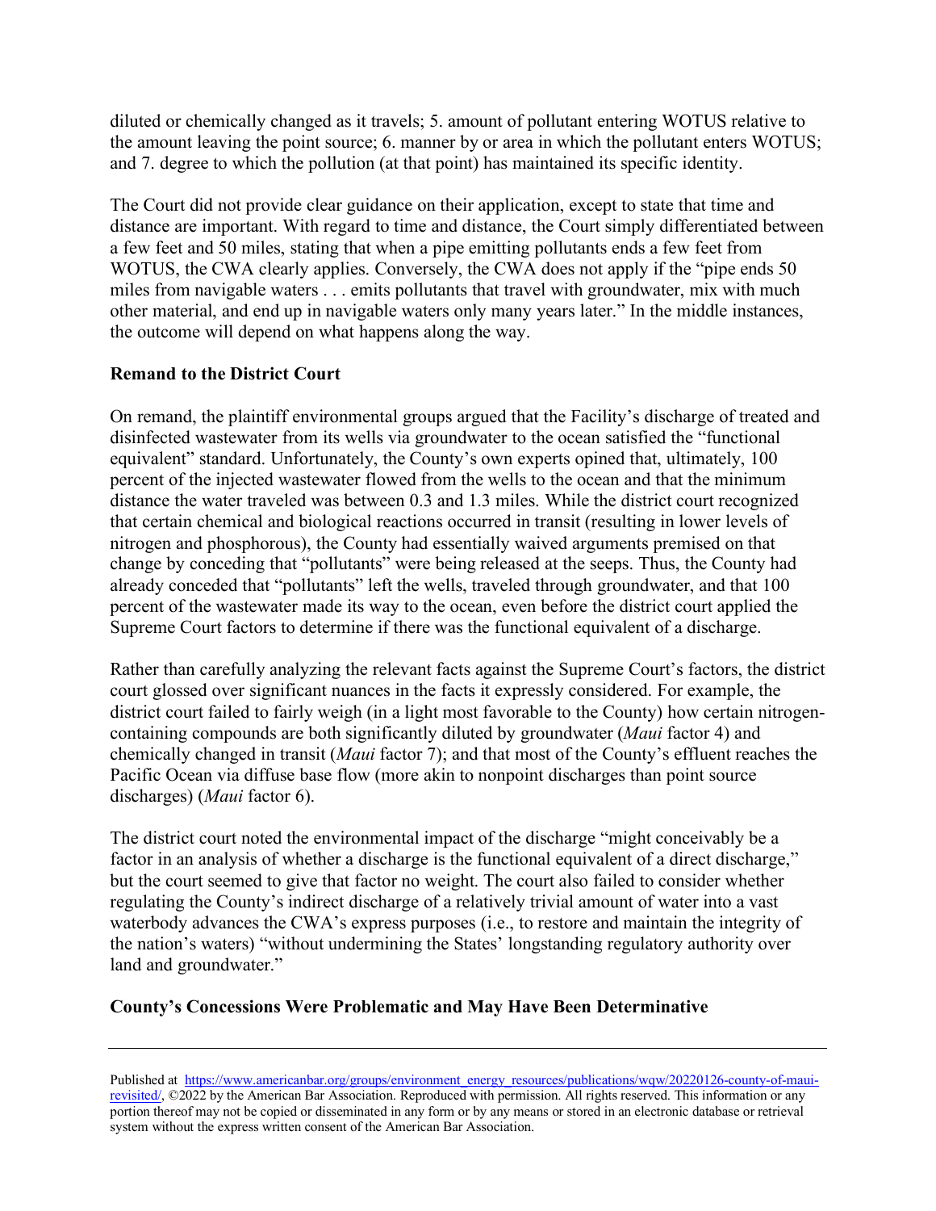diluted or chemically changed as it travels; 5. amount of pollutant entering WOTUS relative to the amount leaving the point source; 6. manner by or area in which the pollutant enters WOTUS; and 7. degree to which the pollution (at that point) has maintained its specific identity.

The Court did not provide clear guidance on their application, except to state that time and distance are important. With regard to time and distance, the Court simply differentiated between a few feet and 50 miles, stating that when a pipe emitting pollutants ends a few feet from WOTUS, the CWA clearly applies. Conversely, the CWA does not apply if the "pipe ends 50 miles from navigable waters . . . emits pollutants that travel with groundwater, mix with much other material, and end up in navigable waters only many years later." In the middle instances, the outcome will depend on what happens along the way.

**Remand to the District Court**

On remand, the plaintiff environmental groups argued that the Facility's discharge of treated and disinfected wastewater from its wells via groundwater to the ocean satisfied the "functional equivalent" standard. Unfortunately, the County's own experts opined that, ultimately, 100 percent of the injected wastewater flowed from the wells to the ocean and that the minimum distance the water traveled was between 0.3 and 1.3 miles. While the district court recognized that certain chemical and biological reactions occurred in transit (resulting in lower levels of nitrogen and phosphorous), the County had essentially waived arguments premised on that change by conceding that "pollutants" were being released at the seeps. Thus, the County had already conceded that "pollutants" left the wells, traveled through groundwater, and that 100 percent of the wastewater made its way to the ocean, even before the district court applied the Supreme Court factors to determine if there was the functional equivalent of a discharge.

Rather than carefully analyzing the relevant facts against the Supreme Court's factors, the district court glossed over significant nuances in the facts it expressly considered. For example, the district court failed to fairly weigh (in a light most favorable to the County) how certain nitrogen-containing compounds are both significantly diluted by groundwater (*Maui* factor 4) and chemically changed in transit (*Maui* factor 7); and that most of the County's effluent reaches the Pacific Ocean via diffuse base flow (more akin to nonpoint discharges than point source discharges) (*Maui* factor 6).

The district court noted the environmental impact of the discharge "might conceivably be a factor in an analysis of whether a discharge is the functional equivalent of a direct discharge," but the court seemed to give that factor no weight. The court also failed to consider whether regulating the County's indirect discharge of a relatively trivial amount of water into a vast waterbody advances the CWA's express purposes (i.e., to restore and maintain the integrity of the nation's waters) "without undermining the States' longstanding regulatory authority over land and groundwater."

**County's Concessions Were Problematic and May Have Been Determinative**

Published at https://www.americanbar.org/groups/environment_energy_resources/publications/wqw/20220126-county-of-maui-revisited/, ©2022 by the American Bar Association. Reproduced with permission. All rights reserved. This information or any portion thereof may not be copied or disseminated in any form or by any means or stored in an electronic database or retrieval system without the express written consent of the American Bar Association.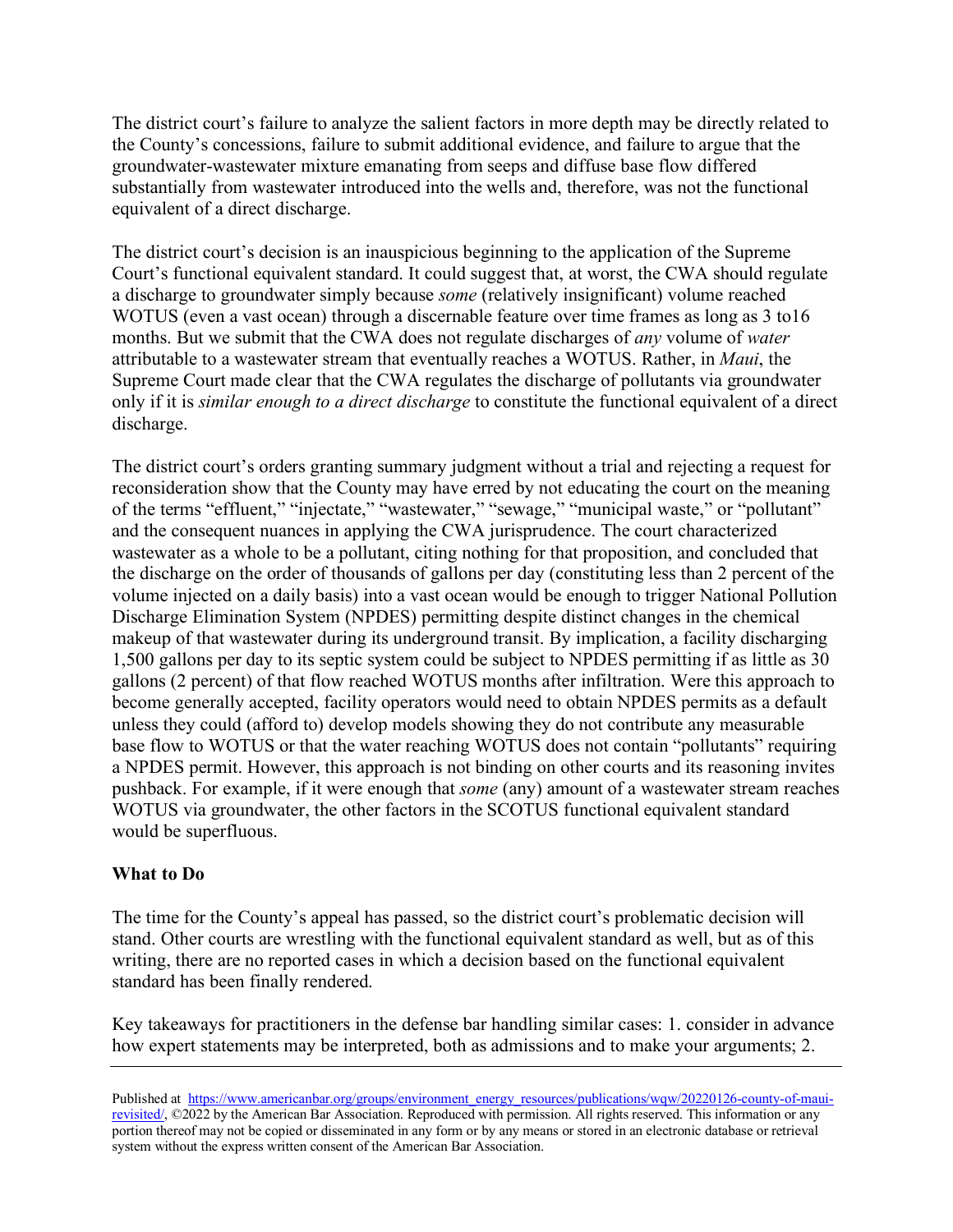The district court's failure to analyze the salient factors in more depth may be directly related to the County's concessions, failure to submit additional evidence, and failure to argue that the groundwater-wastewater mixture emanating from seeps and diffuse base flow differed substantially from wastewater introduced into the wells and, therefore, was not the functional equivalent of a direct discharge.

The district court's decision is an inauspicious beginning to the application of the Supreme Court's functional equivalent standard. It could suggest that, at worst, the CWA should regulate a discharge to groundwater simply because *some* (relatively insignificant) volume reached WOTUS (even a vast ocean) through a discernable feature over time frames as long as 3 to16 months. But we submit that the CWA does not regulate discharges of *any* volume of *water* attributable to a wastewater stream that eventually reaches a WOTUS. Rather, in *Maui*, the Supreme Court made clear that the CWA regulates the discharge of pollutants via groundwater only if it is *similar enough to a direct discharge* to constitute the functional equivalent of a direct discharge.

The district court's orders granting summary judgment without a trial and rejecting a request for reconsideration show that the County may have erred by not educating the court on the meaning of the terms "effluent," "injectate," "wastewater," "sewage," "municipal waste," or "pollutant" and the consequent nuances in applying the CWA jurisprudence. The court characterized wastewater as a whole to be a pollutant, citing nothing for that proposition, and concluded that the discharge on the order of thousands of gallons per day (constituting less than 2 percent of the volume injected on a daily basis) into a vast ocean would be enough to trigger National Pollution Discharge Elimination System (NPDES) permitting despite distinct changes in the chemical makeup of that wastewater during its underground transit. By implication, a facility discharging 1,500 gallons per day to its septic system could be subject to NPDES permitting if as little as 30 gallons (2 percent) of that flow reached WOTUS months after infiltration. Were this approach to become generally accepted, facility operators would need to obtain NPDES permits as a default unless they could (afford to) develop models showing they do not contribute any measurable base flow to WOTUS or that the water reaching WOTUS does not contain "pollutants" requiring a NPDES permit. However, this approach is not binding on other courts and its reasoning invites pushback. For example, if it were enough that *some* (any) amount of a wastewater stream reaches WOTUS via groundwater, the other factors in the SCOTUS functional equivalent standard would be superfluous.

### What to Do

The time for the County's appeal has passed, so the district court's problematic decision will stand. Other courts are wrestling with the functional equivalent standard as well, but as of this writing, there are no reported cases in which a decision based on the functional equivalent standard has been finally rendered.

Key takeaways for practitioners in the defense bar handling similar cases: 1. consider in advance how expert statements may be interpreted, both as admissions and to make your arguments; 2.

---

Published at https://www.americanbar.org/groups/environment_energy_resources/publications/wqw/20220126-county-of-maui-revisited/, ©2022 by the American Bar Association. Reproduced with permission. All rights reserved. This information or any portion thereof may not be copied or disseminated in any form or by any means or stored in an electronic database or retrieval system without the express written consent of the American Bar Association.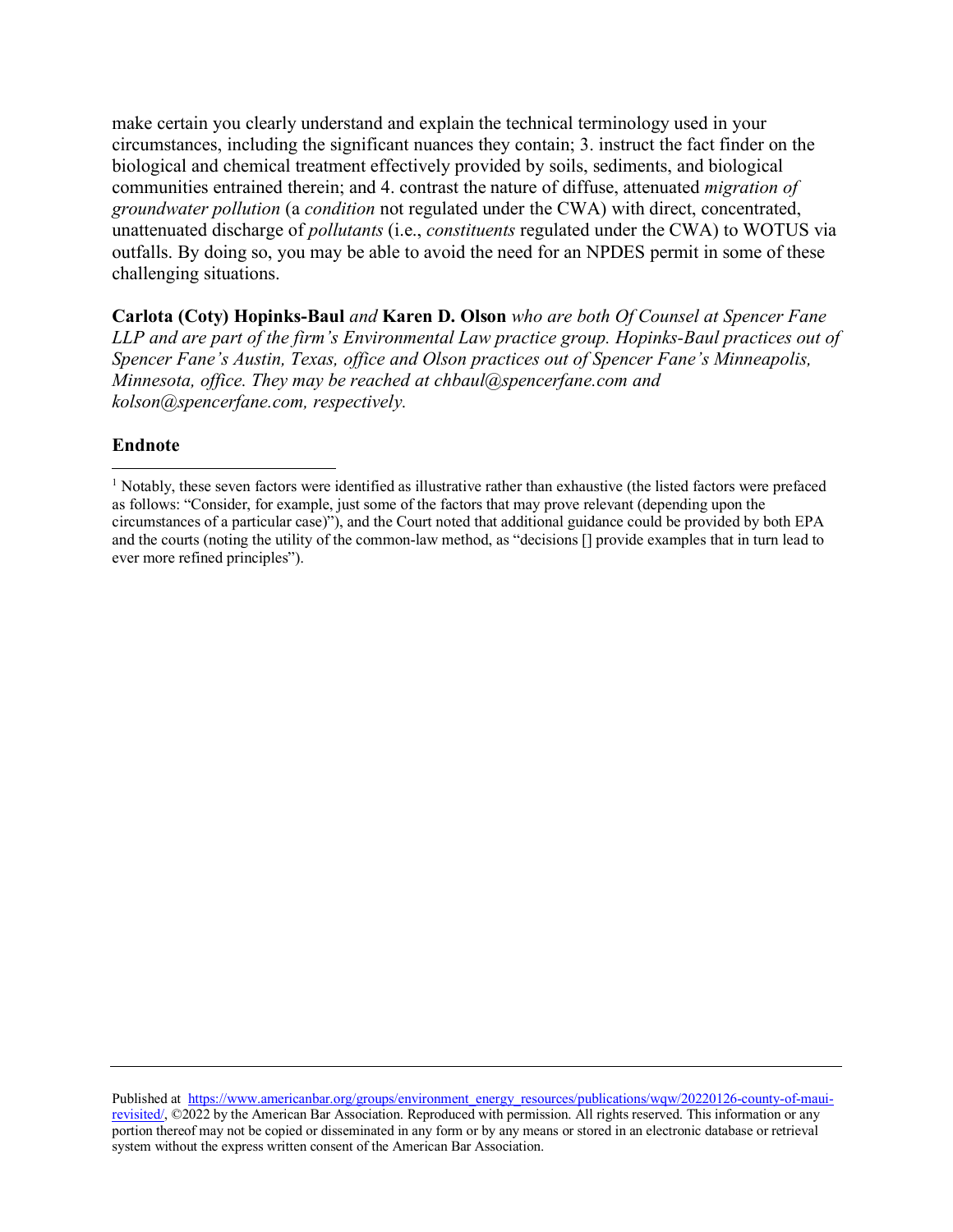make certain you clearly understand and explain the technical terminology used in your circumstances, including the significant nuances they contain; 3. instruct the fact finder on the biological and chemical treatment effectively provided by soils, sediments, and biological communities entrained therein; and 4. contrast the nature of diffuse, attenuated *migration of groundwater pollution* (a *condition* not regulated under the CWA) with direct, concentrated, unattenuated discharge of *pollutants* (i.e., *constituents* regulated under the CWA) to WOTUS via outfalls. By doing so, you may be able to avoid the need for an NPDES permit in some of these challenging situations.

**Carlota (Coty) Hopinks-Baul** *and* **Karen D. Olson** *who are both Of Counsel at Spencer Fane LLP and are part of the firm's Environmental Law practice group. Hopinks-Baul practices out of Spencer Fane's Austin, Texas, office and Olson practices out of Spencer Fane's Minneapolis, Minnesota, office. They may be reached at chbaul@spencerfane.com and kolson@spencerfane.com, respectively.*

### Endnote

[1] Notably, these seven factors were identified as illustrative rather than exhaustive (the listed factors were prefaced as follows: "Consider, for example, just some of the factors that may prove relevant (depending upon the circumstances of a particular case)"), and the Court noted that additional guidance could be provided by both EPA and the courts (noting the utility of the common-law method, as "decisions [] provide examples that in turn lead to ever more refined principles").

Published at https://www.americanbar.org/groups/environment_energy_resources/publications/wqw/20220126-county-of-maui-revisited/, ©2022 by the American Bar Association. Reproduced with permission. All rights reserved. This information or any portion thereof may not be copied or disseminated in any form or by any means or stored in an electronic database or retrieval system without the express written consent of the American Bar Association.